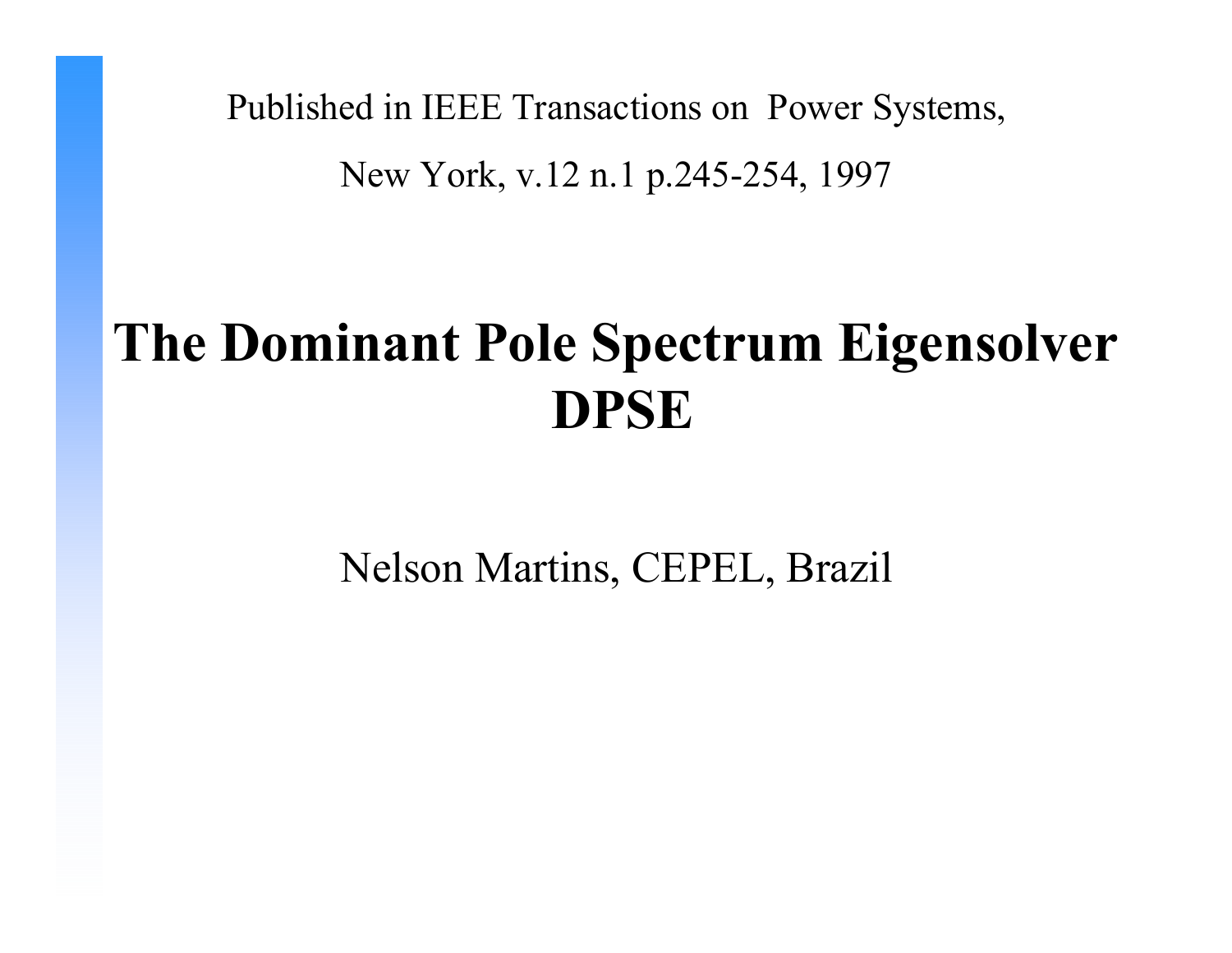Published in IEEE Transactions on Power Systems,

New York, v.12 n.1 p.245-254, 1997

# The Dominant Pole Spectrum Eigensolver DPSE

Nelson Martins, CEPEL, Brazil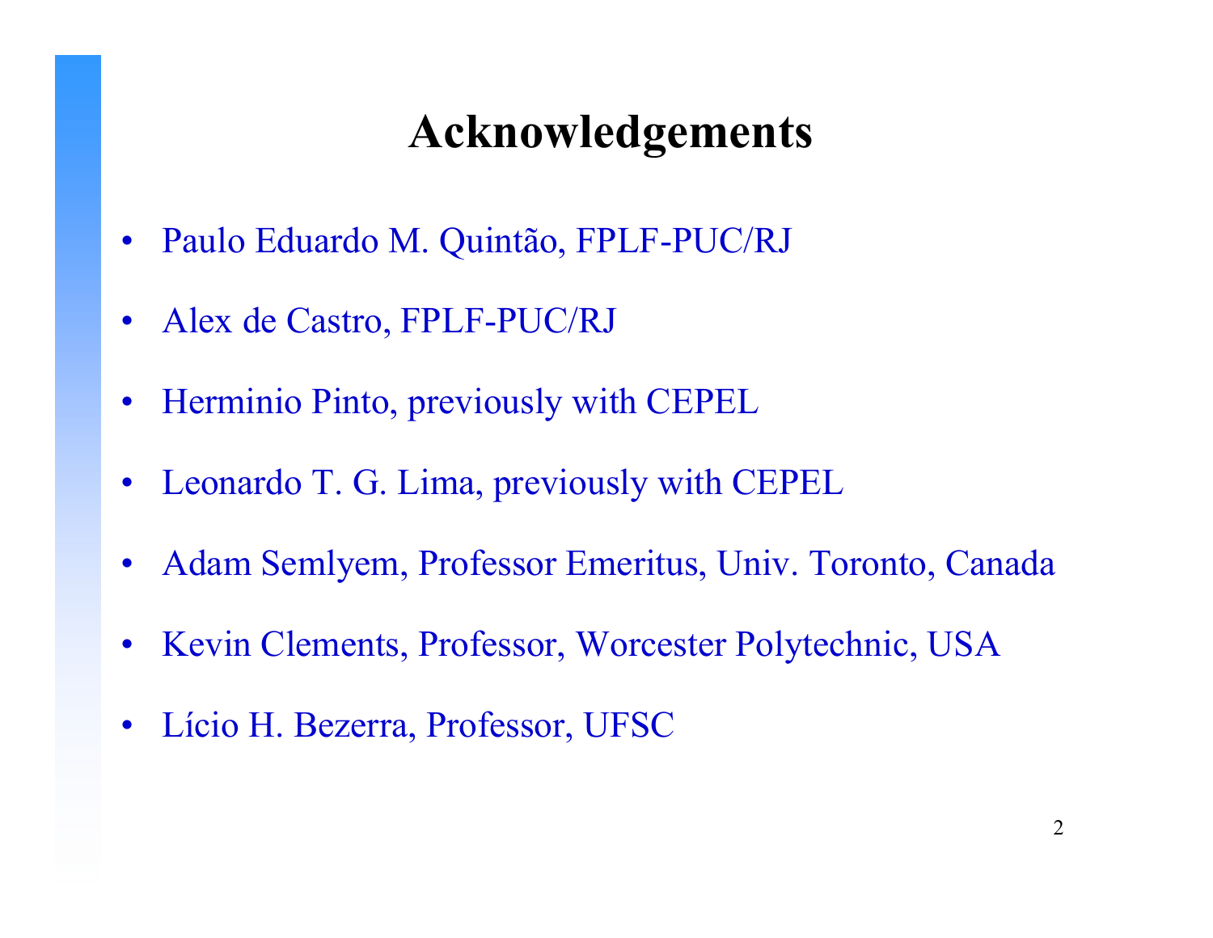# Acknowledgements

- Paulo Eduardo M. Quintão, FPLF-PUC/RJ
- Alex de Castro, FPLF-PUC/RJ
- Herminio Pinto, previously with CEPEL
- Leonardo T. G. Lima, previously with CEPEL
- Adam Semlyem, Professor Emeritus, Univ. Toronto, Canada
- Kevin Clements, Professor, Worcester Polytechnic, USA
- Lício H. Bezerra, Professor, UFSC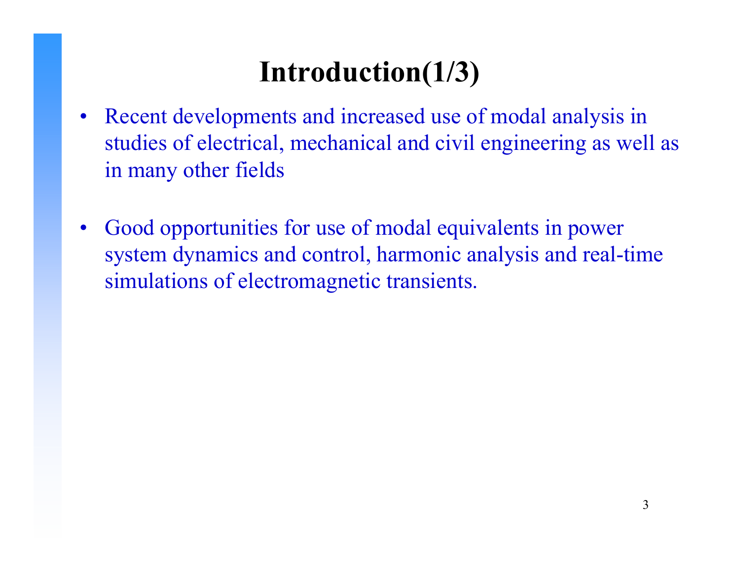# Introduction(1/3)

- Recent developments and increased use of modal analysis in studies of electrical, mechanical and civil engineering as well as in many other fields

- Good opportunities for use of modal equivalents in power system dynamics and control, harmonic analysis and real-time simulations of electromagnetic transients.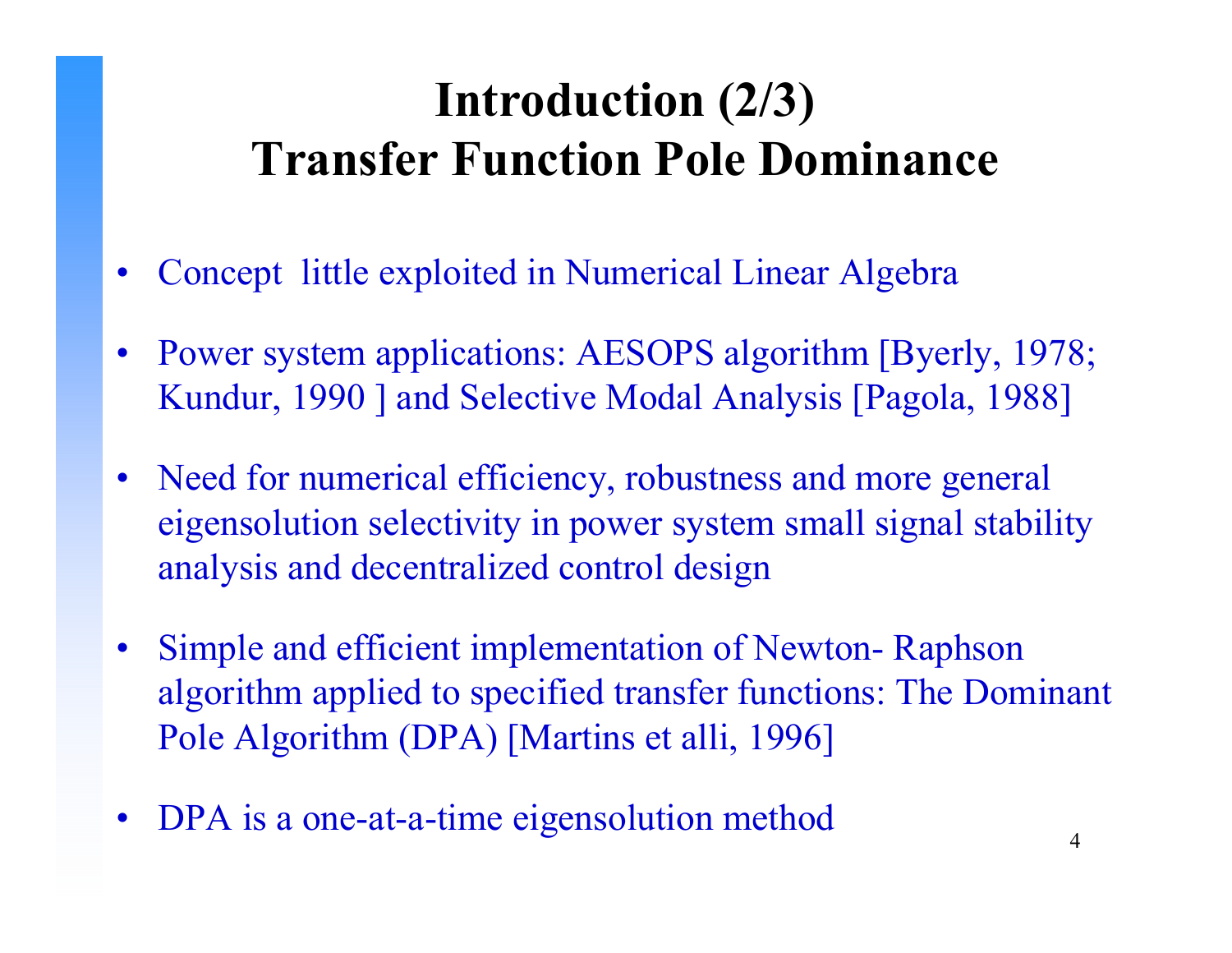# Introduction (2/3)
# Transfer Function Pole Dominance

- Concept little exploited in Numerical Linear Algebra
- Power system applications: AESOPS algorithm [Byerly, 1978; Kundur, 1990 ] and Selective Modal Analysis [Pagola, 1988]
- Need for numerical efficiency, robustness and more general eigensolution selectivity in power system small signal stability analysis and decentralized control design
- Simple and efficient implementation of Newton- Raphson algorithm applied to specified transfer functions: The Dominant Pole Algorithm (DPA) [Martins et alli, 1996]
- DPA is a one-at-a-time eigensolution method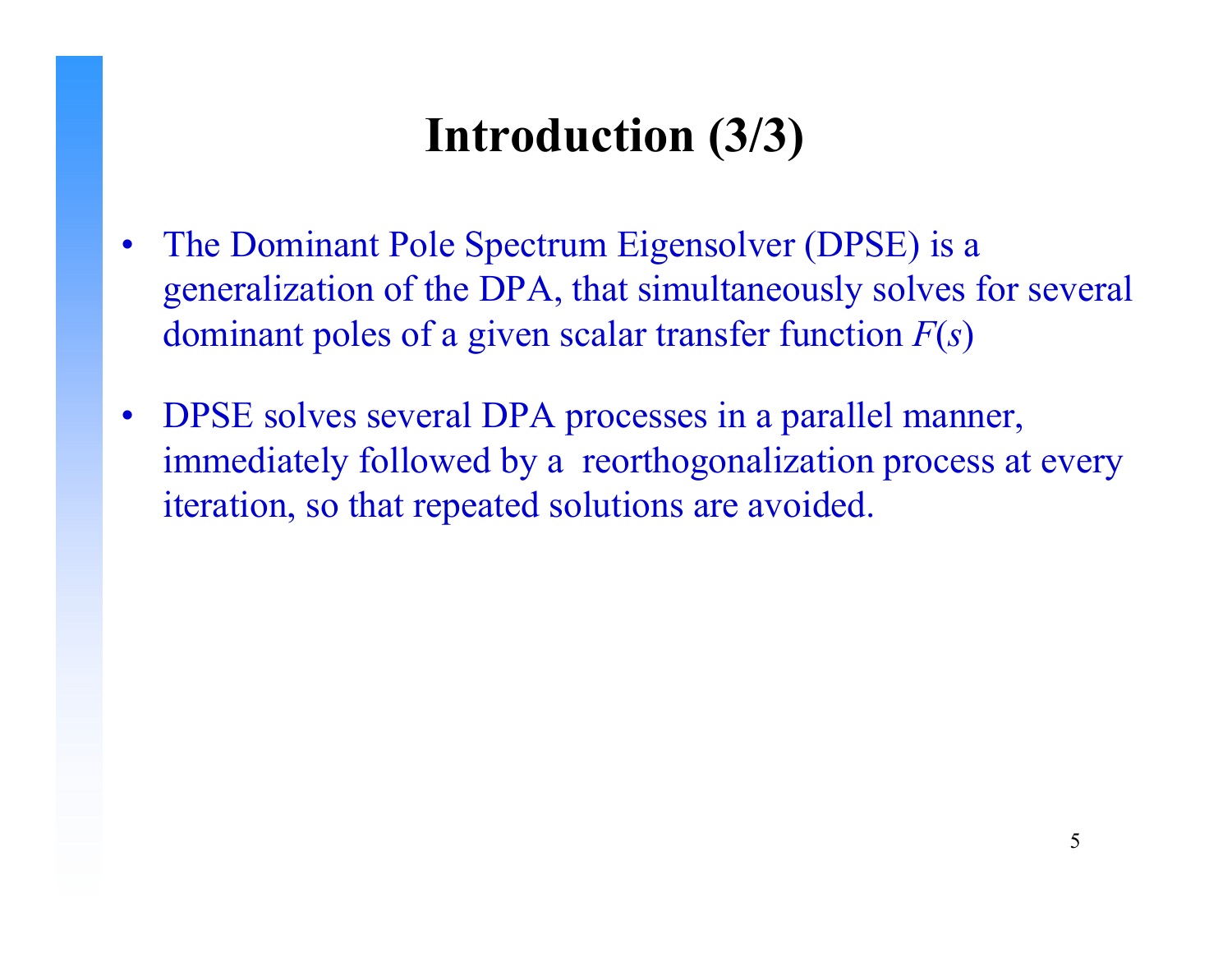# Introduction (3/3)

- The Dominant Pole Spectrum Eigensolver (DPSE) is a generalization of the DPA, that simultaneously solves for several dominant poles of a given scalar transfer function $F(s)$

- DPSE solves several DPA processes in a parallel manner, immediately followed by a reorthogonalization process at every iteration, so that repeated solutions are avoided.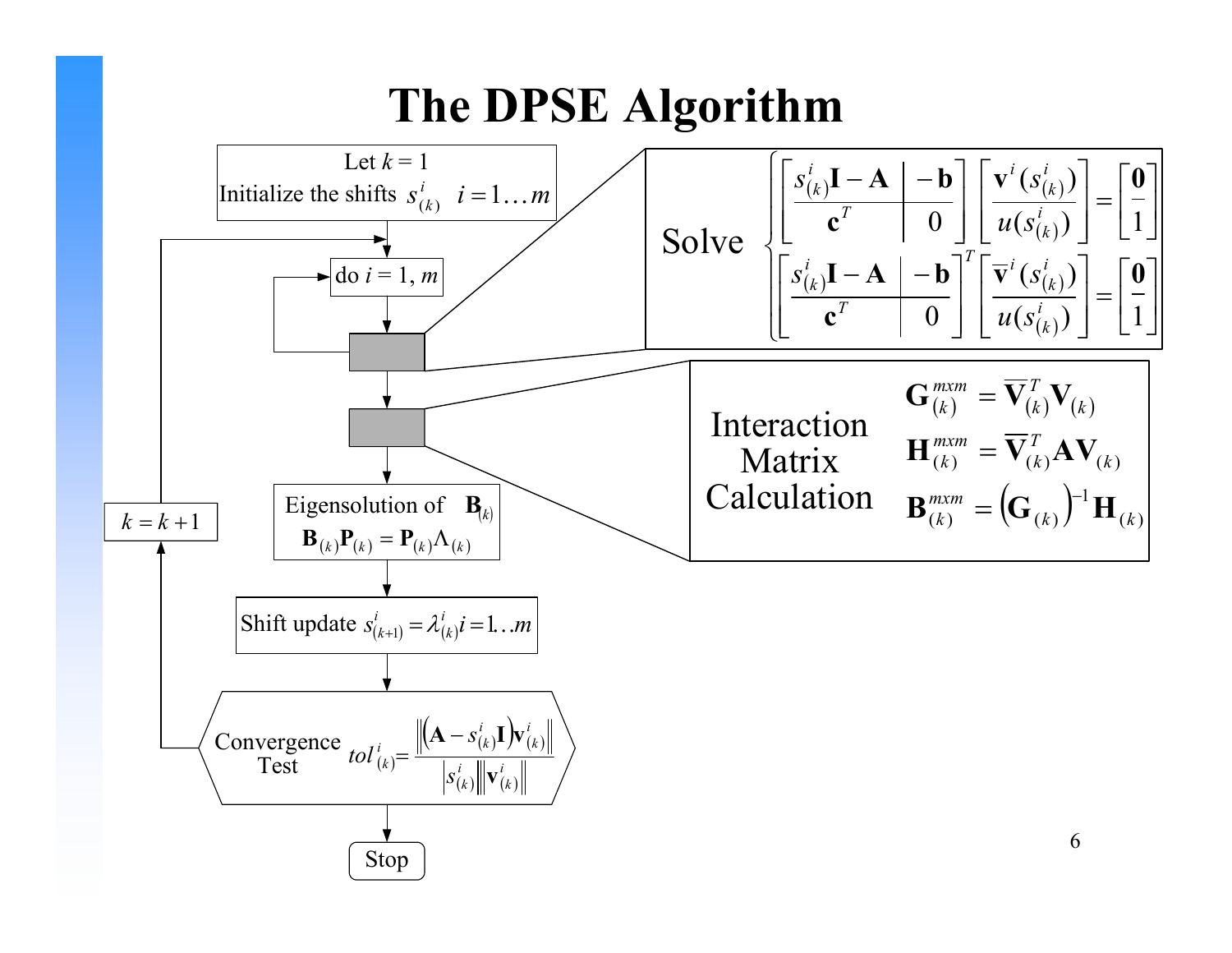# The DPSE Algorithm

Let $k = 1$

Initialize the shifts $s^i_{(k)} \quad i = 1 \ldots m$

do $i = 1, m$

Solve

$$
\begin{cases}
\left[\begin{array}{c|c} s^i_{(k)}\mathbf{I} - \mathbf{A} & -\mathbf{b} \\ \hline \mathbf{c}^T & 0 \end{array}\right] \left[\begin{array}{c} \mathbf{v}^i(s^i_{(k)}) \\ \hline u(s^i_{(k)}) \end{array}\right] = \left[\begin{array}{c} \mathbf{0} \\ \hline 1 \end{array}\right] \\
\left[\begin{array}{c|c} s^i_{(k)}\mathbf{I} - \mathbf{A} & -\mathbf{b} \\ \hline \mathbf{c}^T & 0 \end{array}\right]^T \left[\begin{array}{c} \overline{\mathbf{v}}^i(s^i_{(k)}) \\ \hline u(s^i_{(k)}) \end{array}\right] = \left[\begin{array}{c} \mathbf{0} \\ \hline 1 \end{array}\right]
\end{cases}
$$

Interaction Matrix Calculation

$$\mathbf{G}^{mxm}_{(k)} = \overline{\mathbf{V}}^T_{(k)}\mathbf{V}_{(k)}$$

$$\mathbf{H}^{mxm}_{(k)} = \overline{\mathbf{V}}^T_{(k)}\mathbf{A}\mathbf{V}_{(k)}$$

$$\mathbf{B}^{mxm}_{(k)} = \left(\mathbf{G}_{(k)}\right)^{-1}\mathbf{H}_{(k)}$$

Eigensolution of $\mathbf{B}_{(k)}$

$$\mathbf{B}_{(k)}\mathbf{P}_{(k)} = \mathbf{P}_{(k)}\Lambda_{(k)}$$

Shift update $s^i_{(k+1)} = \lambda^i_{(k)} i = 1 \ldots m$

Convergence Test

$$tol^i_{(k)} = \frac{\left\|\left(\mathbf{A} - s^i_{(k)}\mathbf{I}\right)\mathbf{v}^i_{(k)}\right\|}{\left|s^i_{(k)}\right|\left\|\mathbf{v}^i_{(k)}\right\|}$$

$k = k + 1$

Stop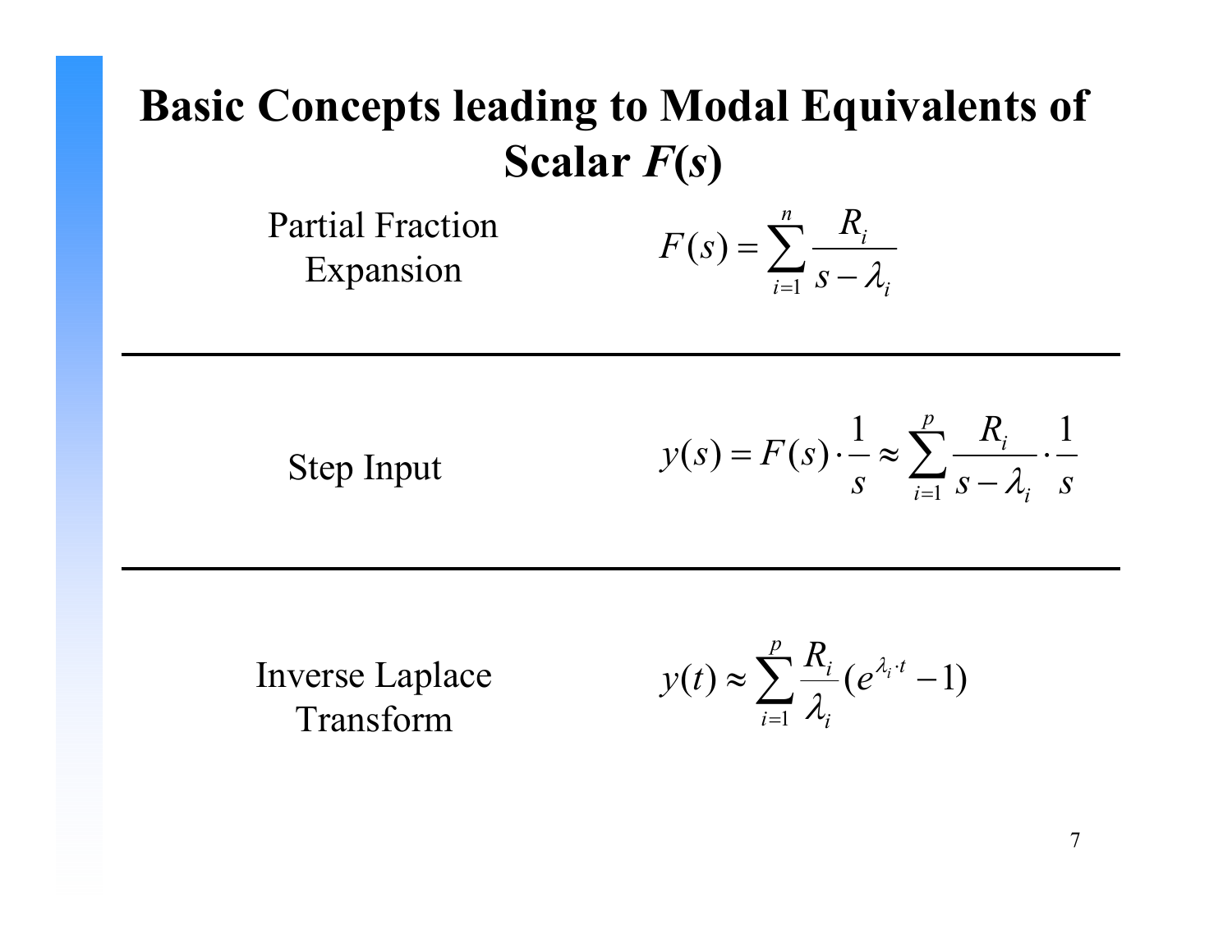# Basic Concepts leading to Modal Equivalents of Scalar *F*(*s*)

| | |
|---|---|
| Partial Fraction Expansion | $F(s) = \sum_{i=1}^{n} \frac{R_i}{s - \lambda_i}$ |
| Step Input | $y(s) = F(s) \cdot \frac{1}{s} \approx \sum_{i=1}^{p} \frac{R_i}{s - \lambda_i} \cdot \frac{1}{s}$ |
| Inverse Laplace Transform | $y(t) \approx \sum_{i=1}^{p} \frac{R_i}{\lambda_i} (e^{\lambda_i \cdot t} - 1)$ |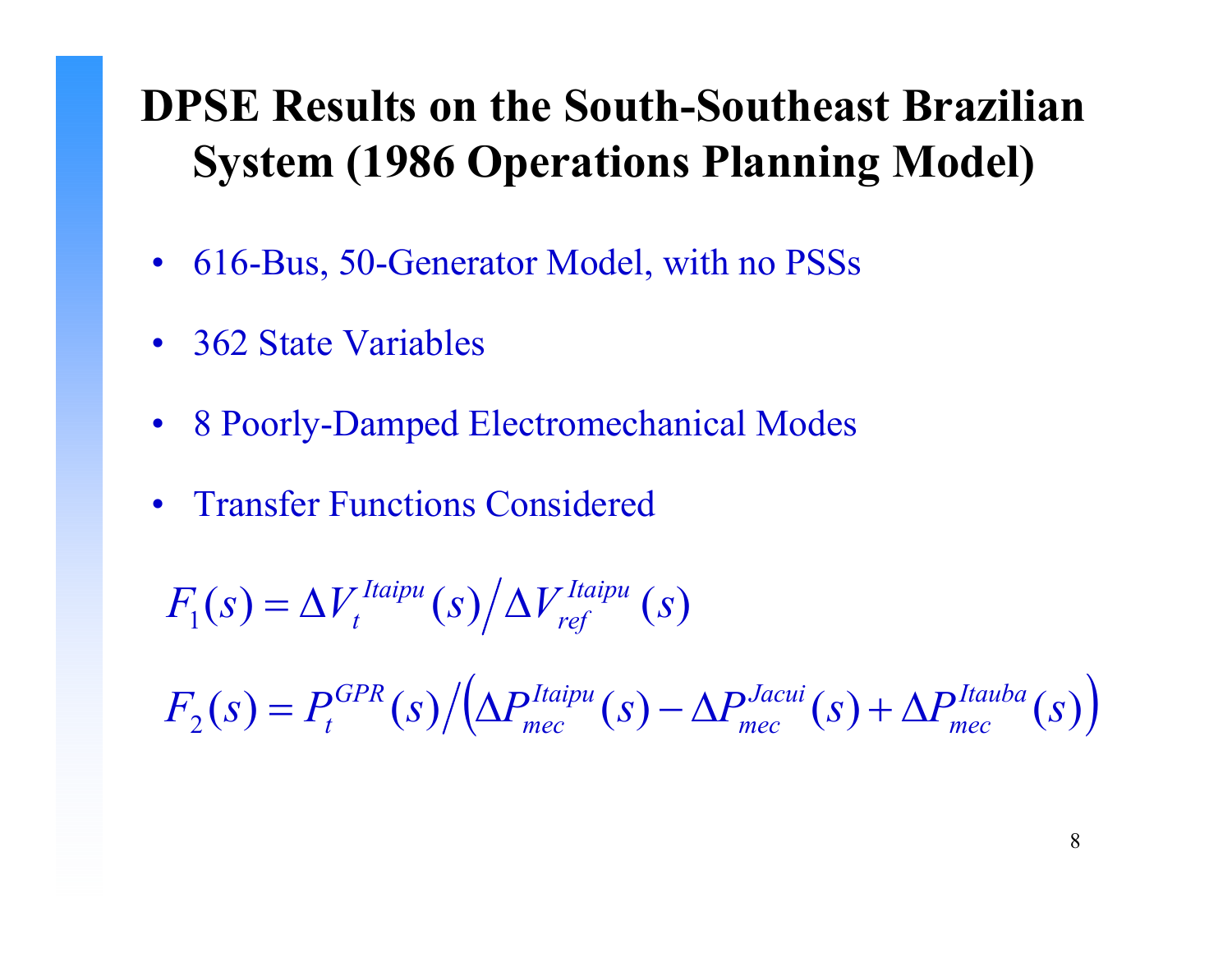# DPSE Results on the South-Southeast Brazilian System (1986 Operations Planning Model)

- 616-Bus, 50-Generator Model, with no PSSs
- 362 State Variables
- 8 Poorly-Damped Electromechanical Modes
- Transfer Functions Considered

$$F_1(s) = \Delta V_t^{Itaipu}(s) \Big/ \Delta V_{ref}^{Itaipu}(s)$$

$$F_2(s) = P_t^{GPR}(s) \Big/ \left( \Delta P_{mec}^{Itaipu}(s) - \Delta P_{mec}^{Jacui}(s) + \Delta P_{mec}^{Itauba}(s) \right)$$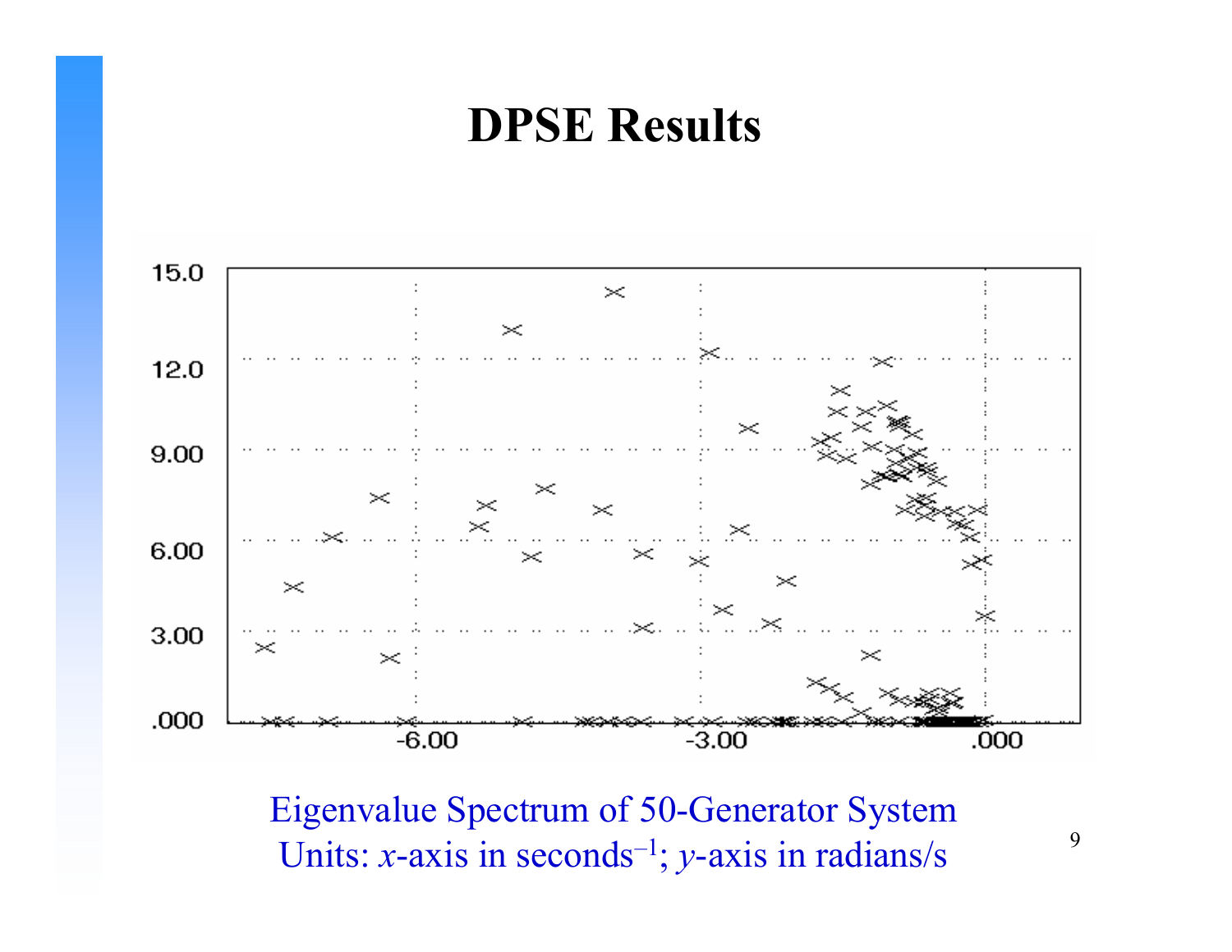# DPSE Results

Eigenvalue Spectrum of 50-Generator System
Units: $x$-axis in seconds$^{-1}$; $y$-axis in radians/s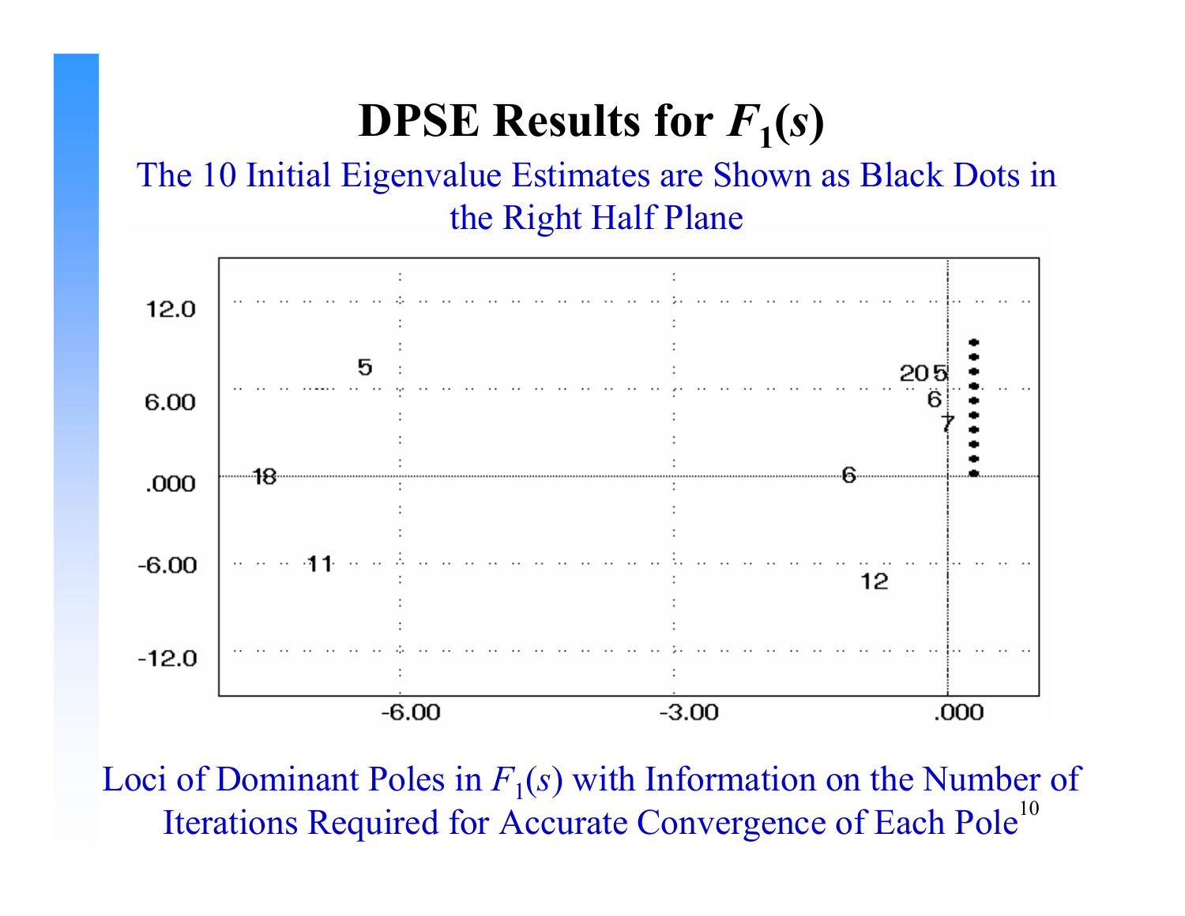# DPSE Results for $F_1(s)$

The 10 Initial Eigenvalue Estimates are Shown as Black Dots in the Right Half Plane

Loci of Dominant Poles in $F_1(s)$ with Information on the Number of Iterations Required for Accurate Convergence of Each Pole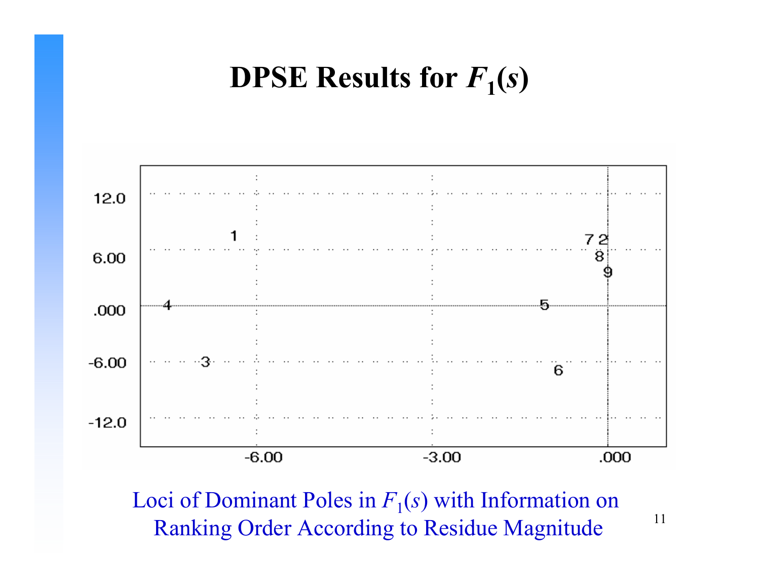# DPSE Results for $F_1(s)$

Loci of Dominant Poles in $F_1(s)$ with Information on Ranking Order According to Residue Magnitude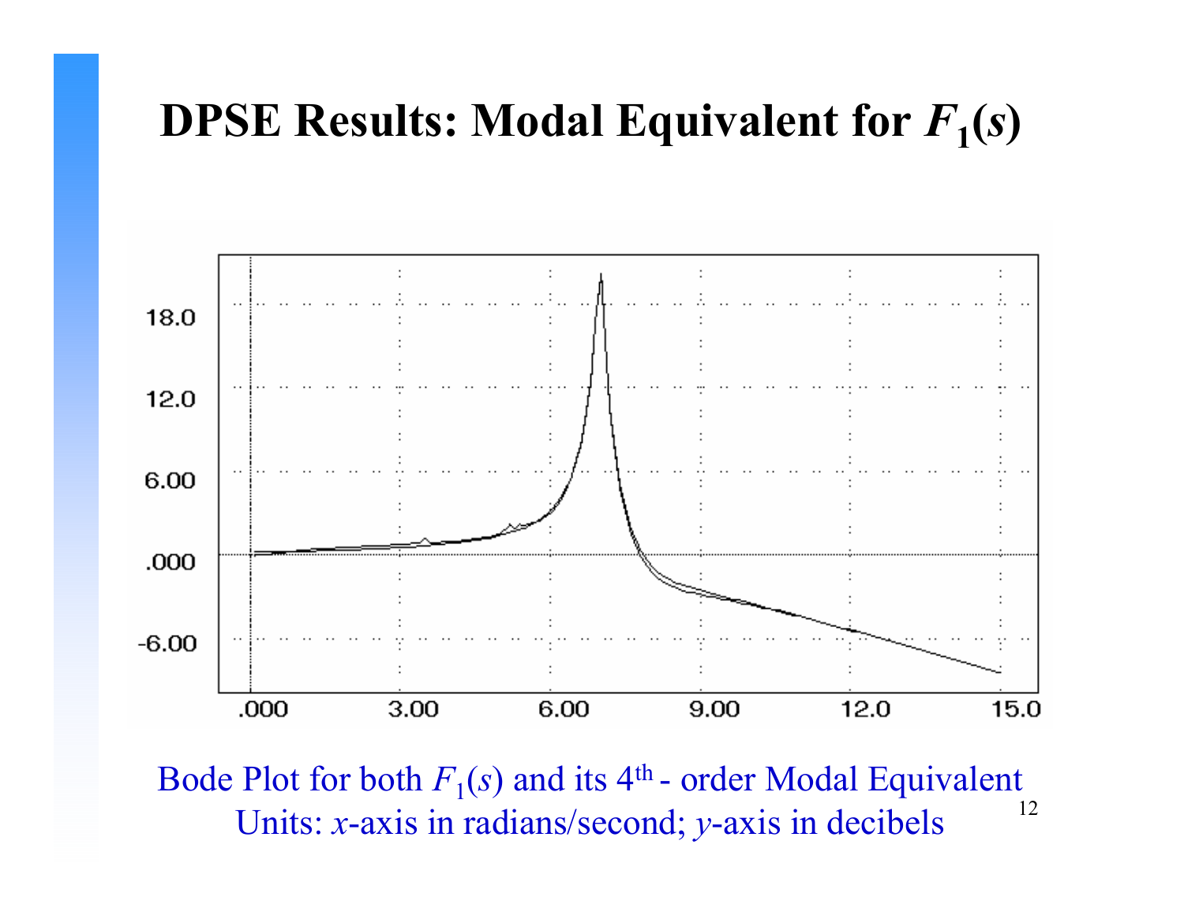# DPSE Results: Modal Equivalent for $F_1(s)$

Bode Plot for both $F_1(s)$ and its $4^{th}$ - order Modal Equivalent
Units: $x$-axis in radians/second; $y$-axis in decibels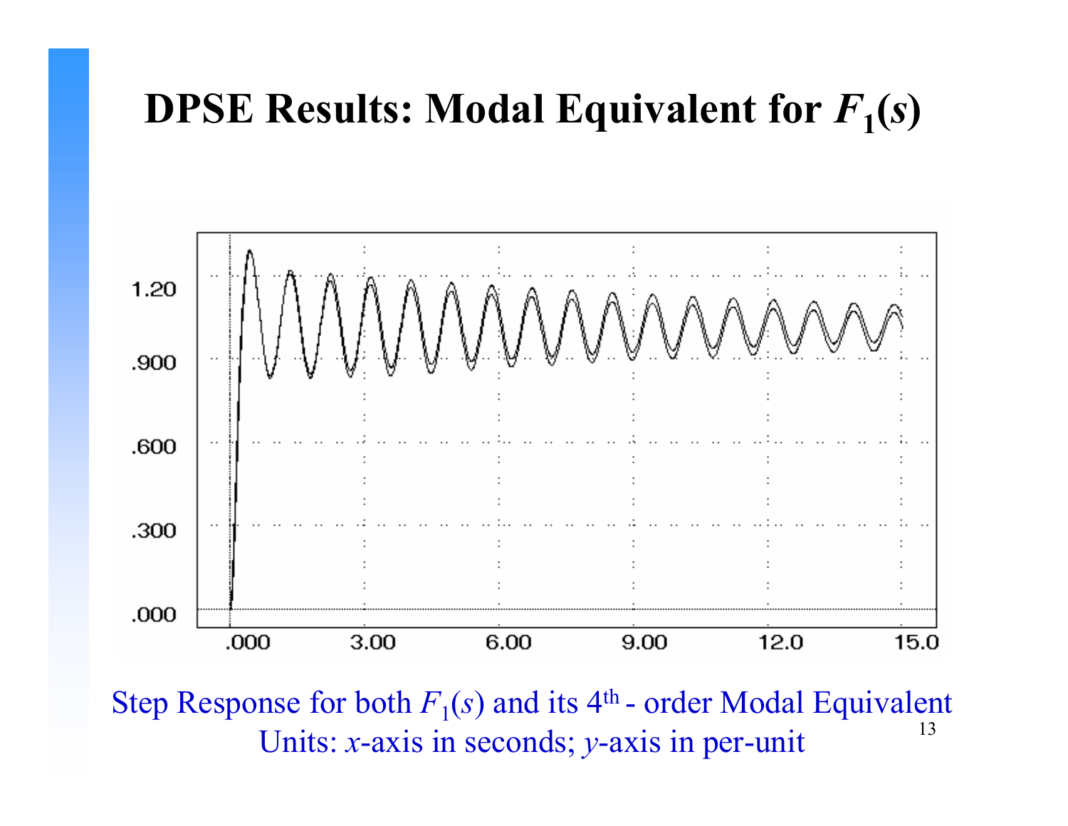# DPSE Results: Modal Equivalent for $F_1(s)$

Step Response for both $F_1(s)$ and its 4th - order Modal Equivalent
Units: $x$-axis in seconds; $y$-axis in per-unit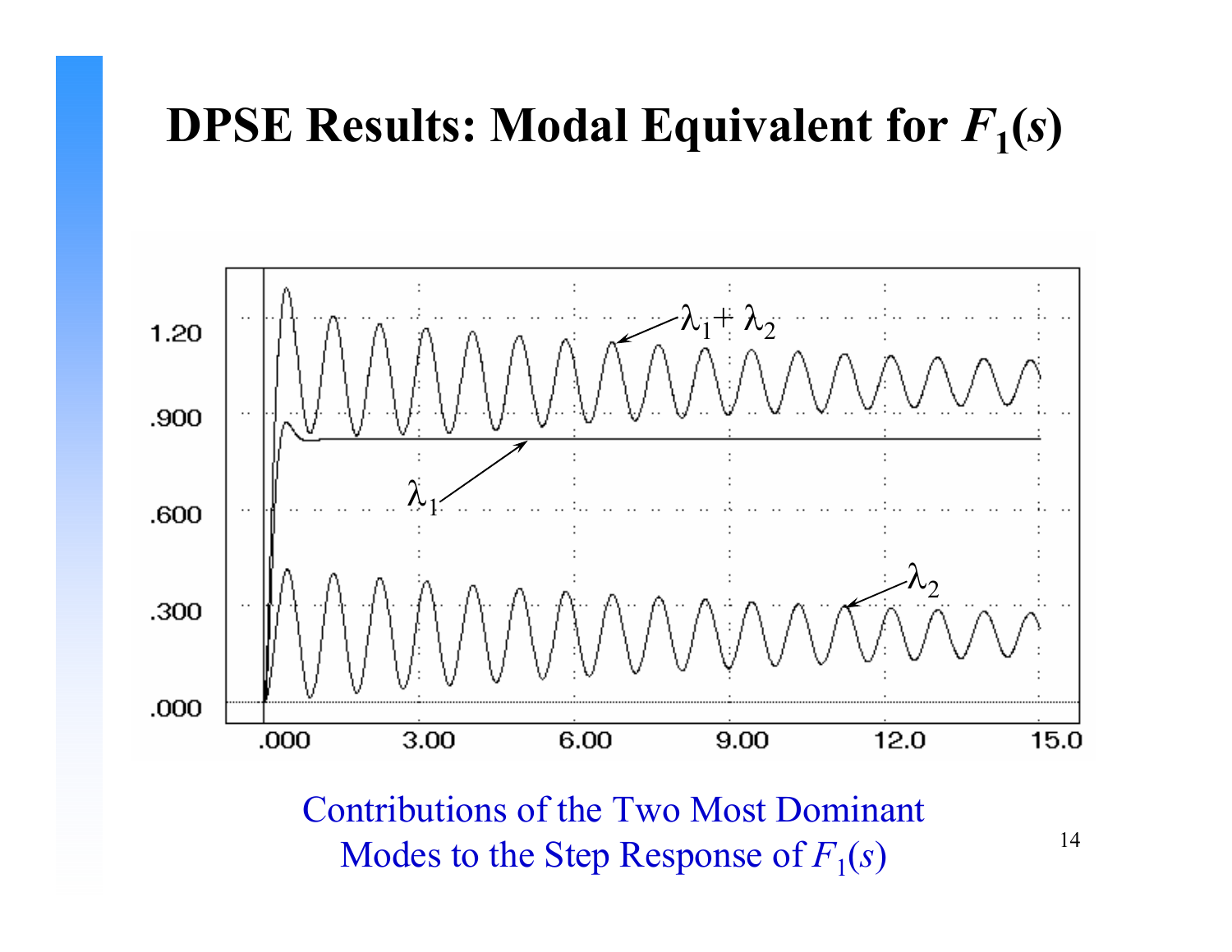# DPSE Results: Modal Equivalent for $F_1(s)$

Contributions of the Two Most Dominant Modes to the Step Response of $F_1(s)$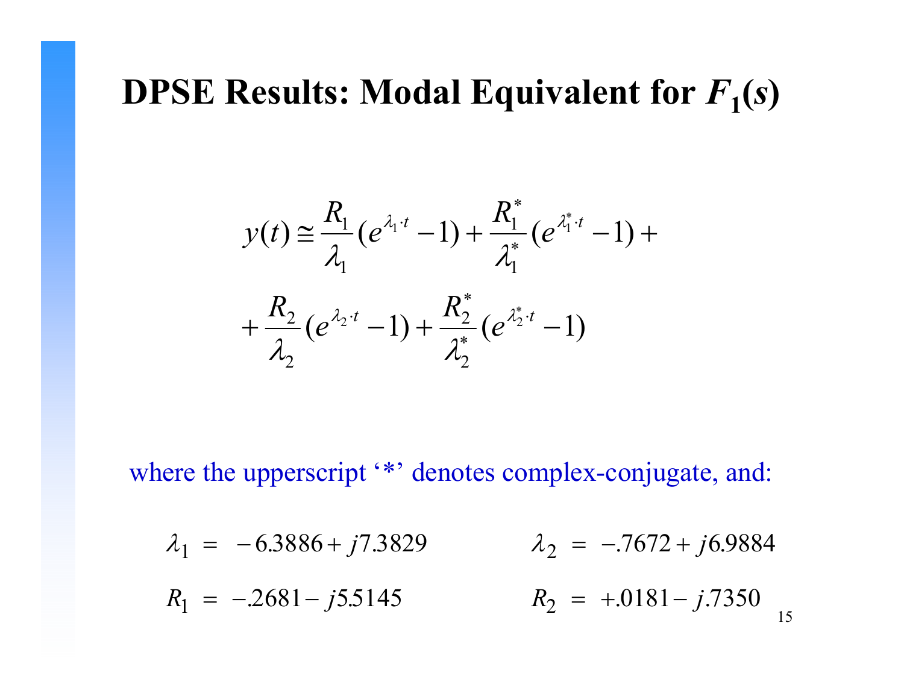# DPSE Results: Modal Equivalent for $F_1(s)$

$$
y(t) \cong \frac{R_1}{\lambda_1}(e^{\lambda_1 \cdot t} - 1) + \frac{R_1^*}{\lambda_1^*}(e^{\lambda_1^* \cdot t} - 1) +
$$

$$
+ \frac{R_2}{\lambda_2}(e^{\lambda_2 \cdot t} - 1) + \frac{R_2^*}{\lambda_2^*}(e^{\lambda_2^* \cdot t} - 1)
$$

where the upperscript '*' denotes complex-conjugate, and:

$\lambda_1 = -6.3886 + j7.3829$ $\qquad$ $\lambda_2 = -.7672 + j6.9884$

$R_1 = -.2681 - j5.5145$ $\qquad$ $R_2 = +.0181 - j.7350$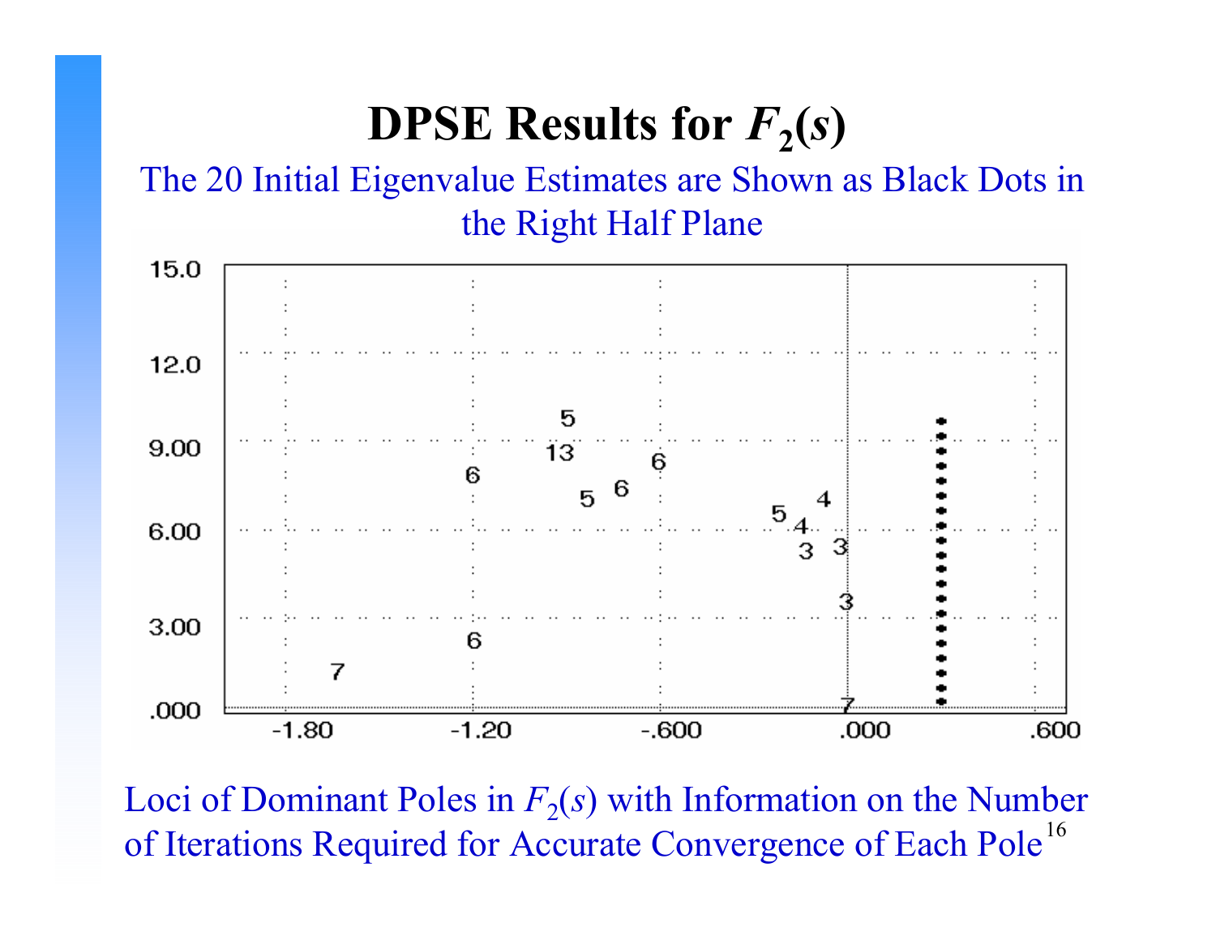# DPSE Results for $F_2(s)$

The 20 Initial Eigenvalue Estimates are Shown as Black Dots in the Right Half Plane

Loci of Dominant Poles in $F_2(s)$ with Information on the Number of Iterations Required for Accurate Convergence of Each Pole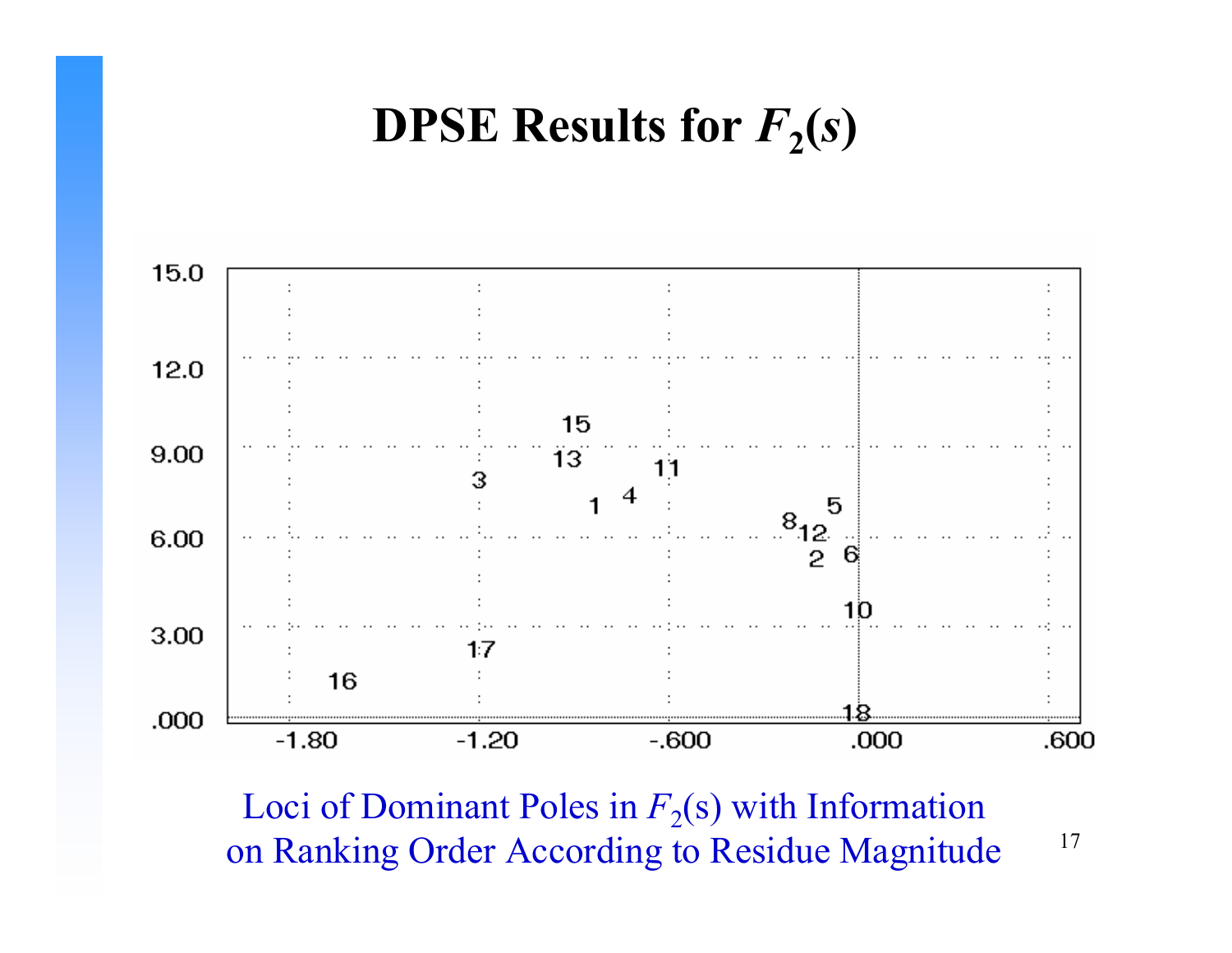# DPSE Results for $F_2(s)$

Loci of Dominant Poles in $F_2(s)$ with Information on Ranking Order According to Residue Magnitude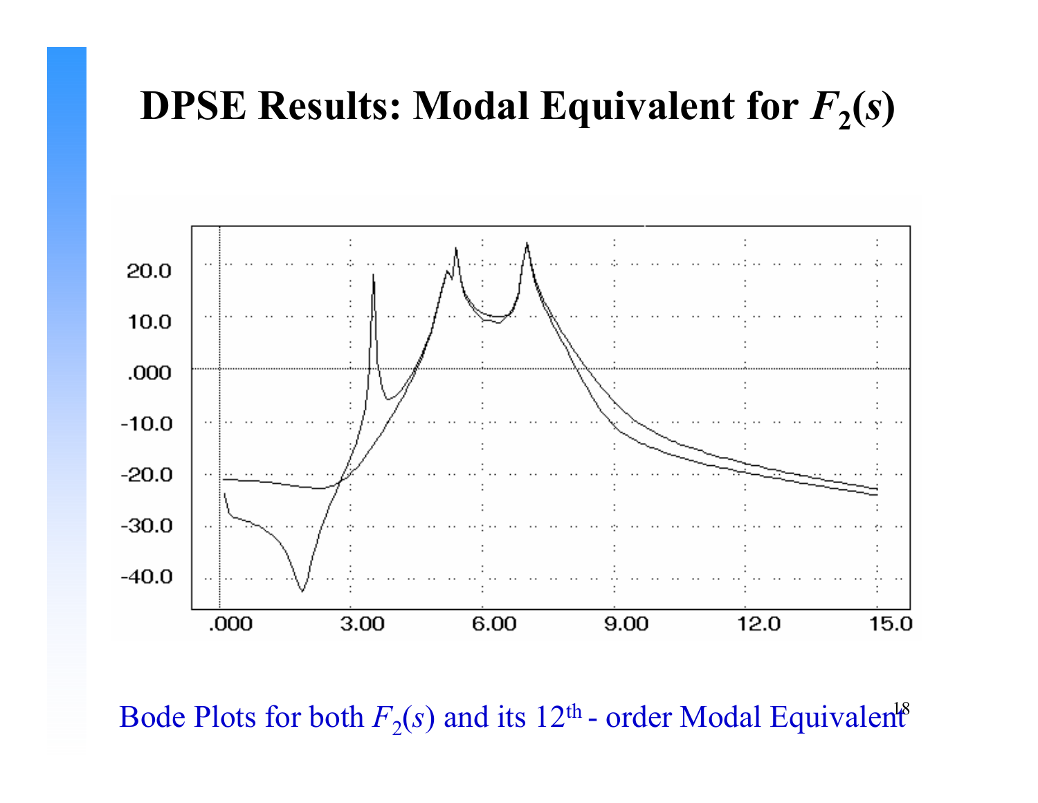# DPSE Results: Modal Equivalent for $F_2(s)$

Bode Plots for both $F_2(s)$ and its $12^{th}$ - order Modal Equivalent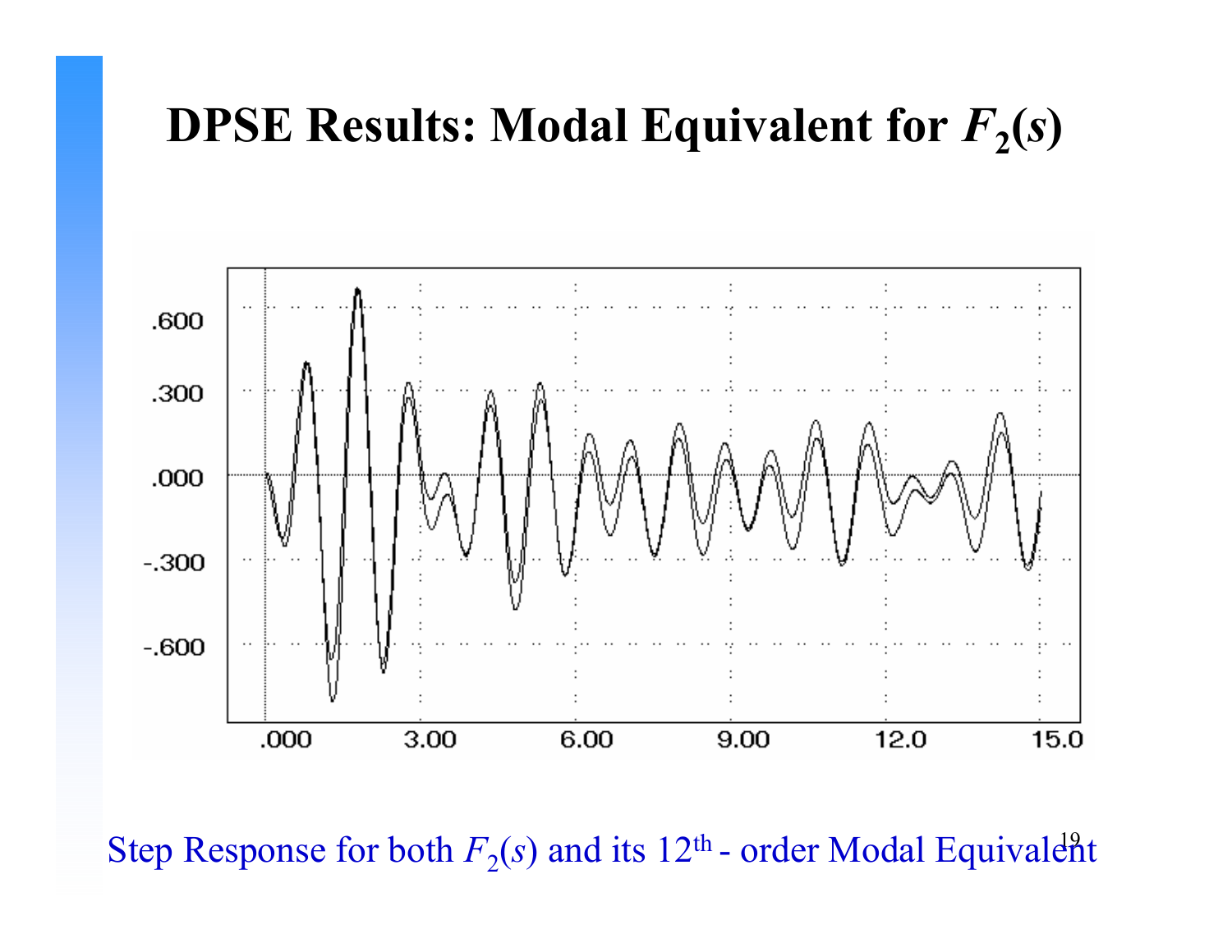# DPSE Results: Modal Equivalent for $F_2(s)$

Step Response for both $F_2(s)$ and its $12^{th}$ - order Modal Equivalent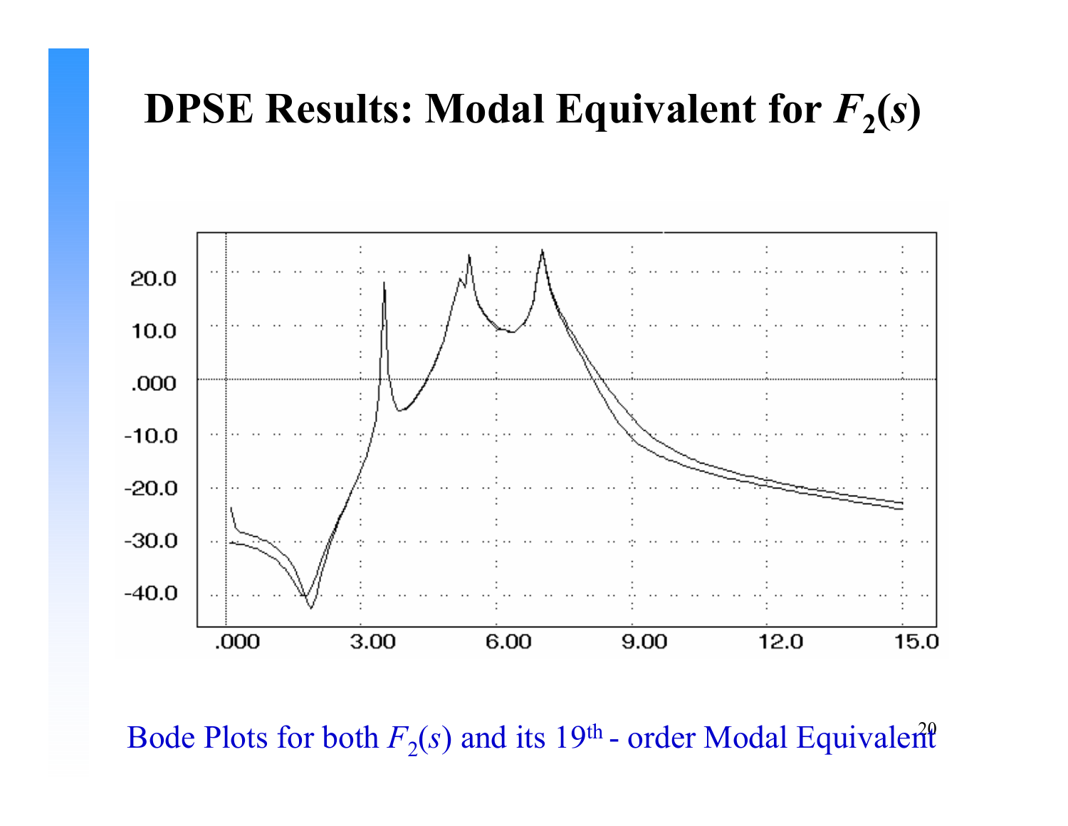# DPSE Results: Modal Equivalent for $F_2(s)$

Bode Plots for both $F_2(s)$ and its 19th - order Modal Equivalent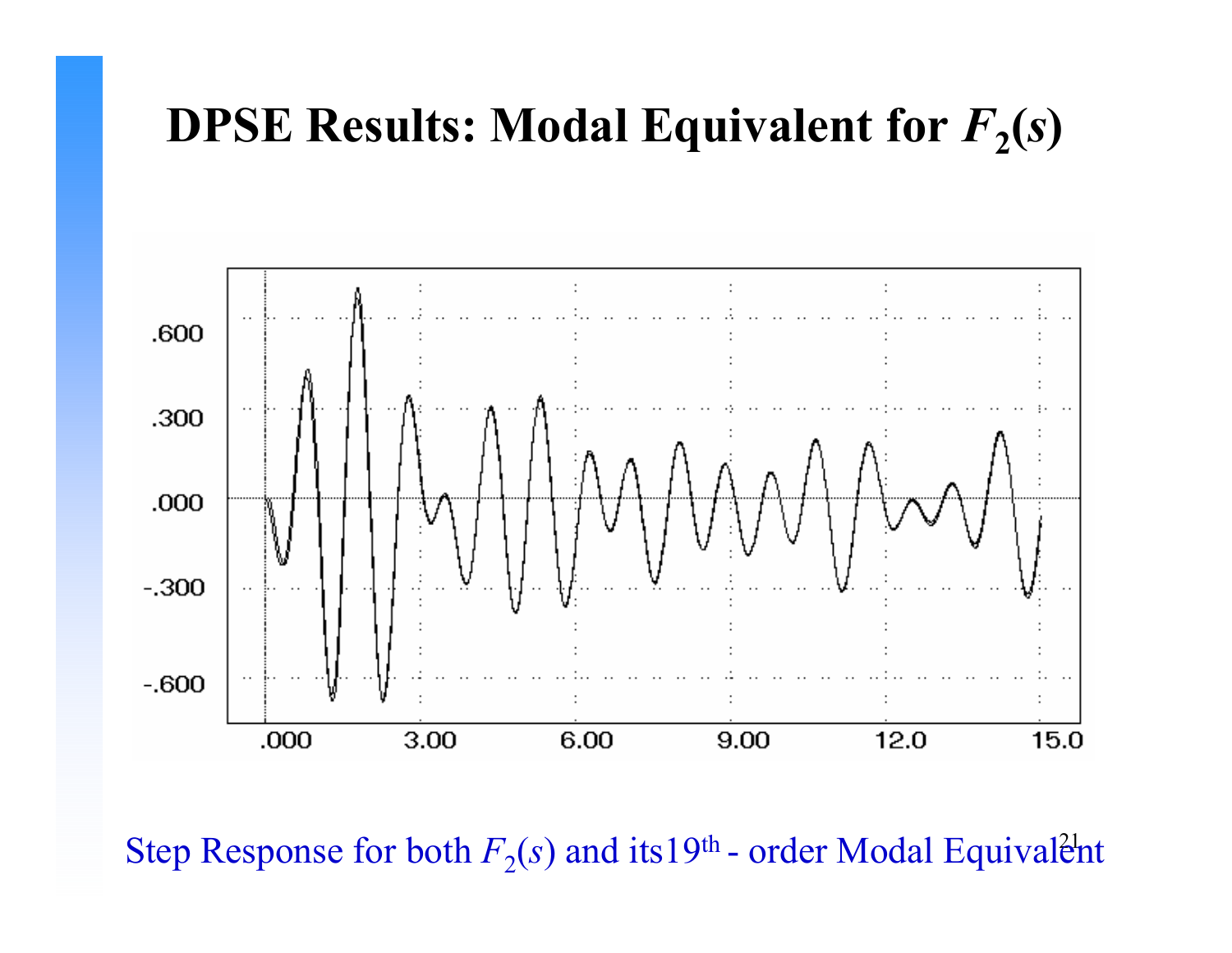# DPSE Results: Modal Equivalent for $F_2(s)$

Step Response for both $F_2(s)$ and its19$^{th}$ - order Modal Equivalent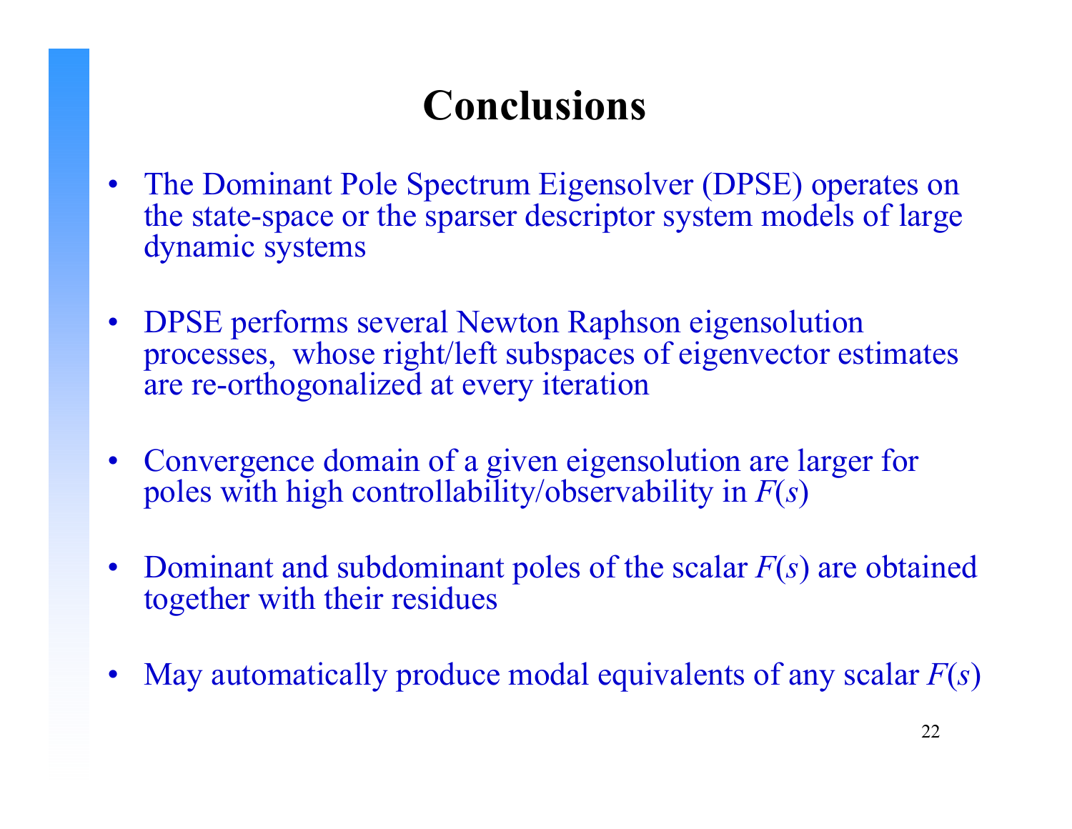# Conclusions

- The Dominant Pole Spectrum Eigensolver (DPSE) operates on the state-space or the sparser descriptor system models of large dynamic systems

- DPSE performs several Newton Raphson eigensolution processes, whose right/left subspaces of eigenvector estimates are re-orthogonalized at every iteration

- Convergence domain of a given eigensolution are larger for poles with high controllability/observability in $F(s)$

- Dominant and subdominant poles of the scalar $F(s)$ are obtained together with their residues

- May automatically produce modal equivalents of any scalar $F(s)$